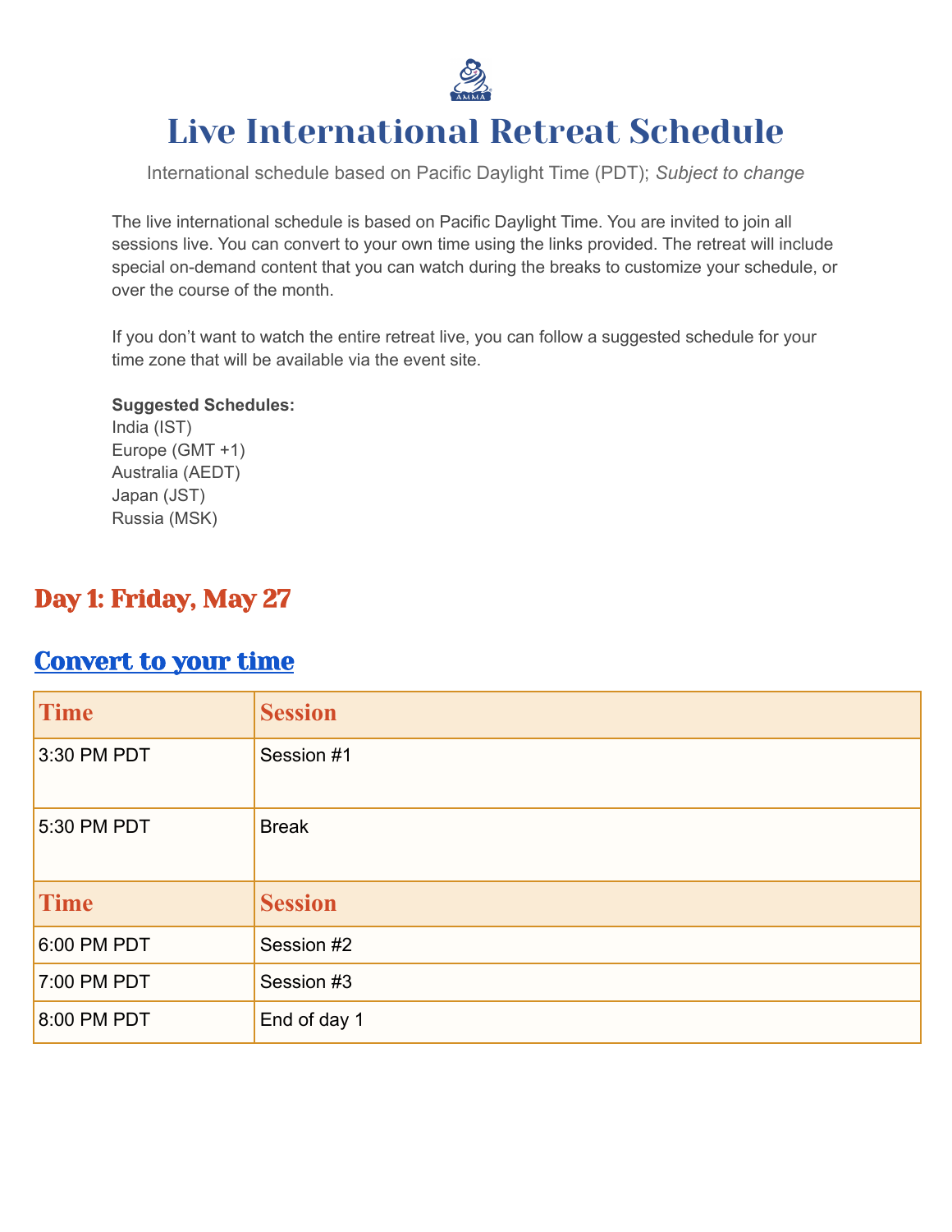# Live International Retreat Schedule

International schedule based on Pacific Daylight Time (PDT); *Subject to change*

The live international schedule is based on Pacific Daylight Time. You are invited to join all sessions live. You can convert to your own time using the links provided. The retreat will include special on-demand content that you can watch during the breaks to customize your schedule, or over the course of the month.

If you don't want to watch the entire retreat live, you can follow a suggested schedule for your time zone that will be available via the event site.

**Suggested Schedules:**
India (IST)
Europe (GMT +1)
Australia (AEDT)
Japan (JST)
Russia (MSK)

## Day 1: Friday, May 27

## Convert to your time

| Time | Session |
|---|---|
| 3:30 PM PDT | Session #1 |
| 5:30 PM PDT | Break |
| **Time** | **Session** |
| 6:00 PM PDT | Session #2 |
| 7:00 PM PDT | Session #3 |
| 8:00 PM PDT | End of day 1 |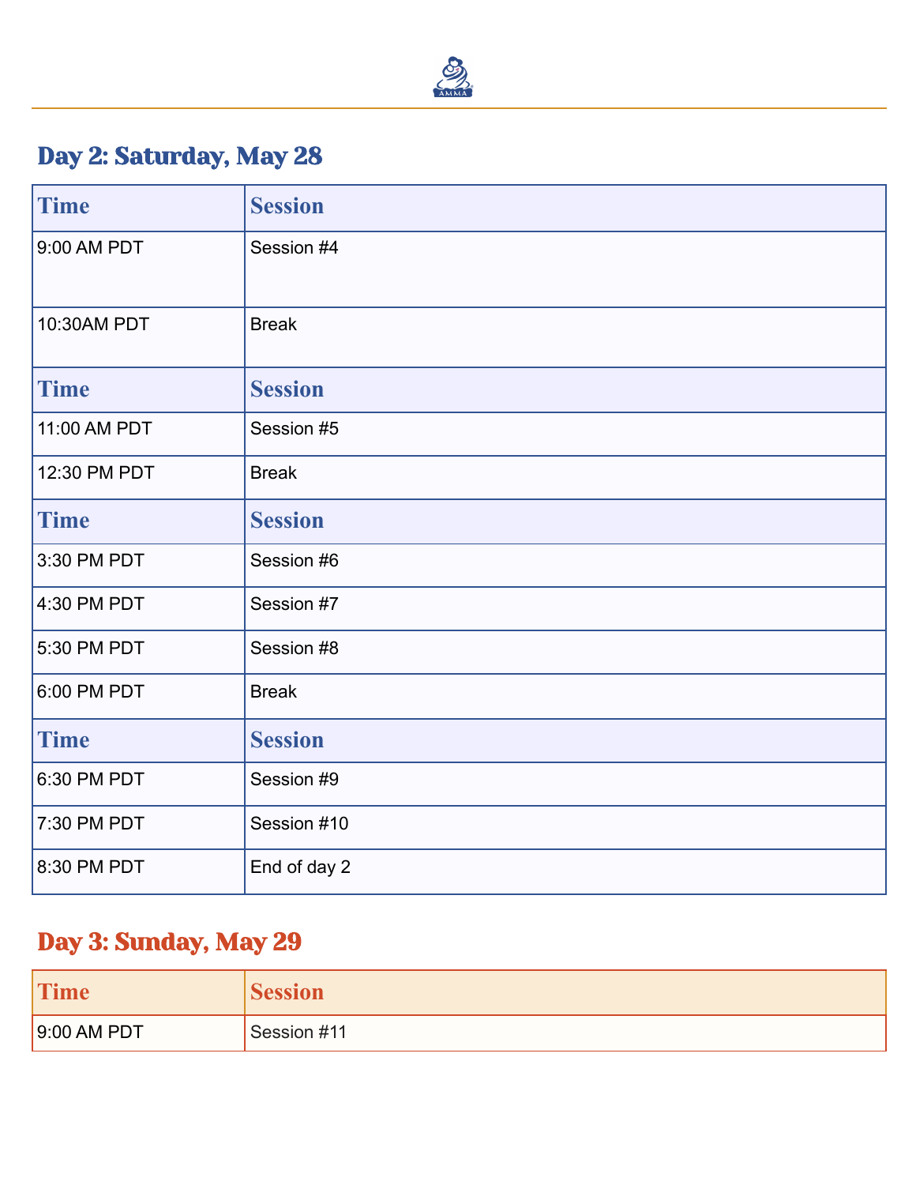## Day 2: Saturday, May 28

| Time | Session |
| --- | --- |
| 9:00 AM PDT | Session #4 |
| 10:30AM PDT | Break |
| **Time** | **Session** |
| 11:00 AM PDT | Session #5 |
| 12:30 PM PDT | Break |
| **Time** | **Session** |
| 3:30 PM PDT | Session #6 |
| 4:30 PM PDT | Session #7 |
| 5:30 PM PDT | Session #8 |
| 6:00 PM PDT | Break |
| **Time** | **Session** |
| 6:30 PM PDT | Session #9 |
| 7:30 PM PDT | Session #10 |
| 8:30 PM PDT | End of day 2 |

## Day 3: Sunday, May 29

| Time | Session |
| --- | --- |
| 9:00 AM PDT | Session #11 |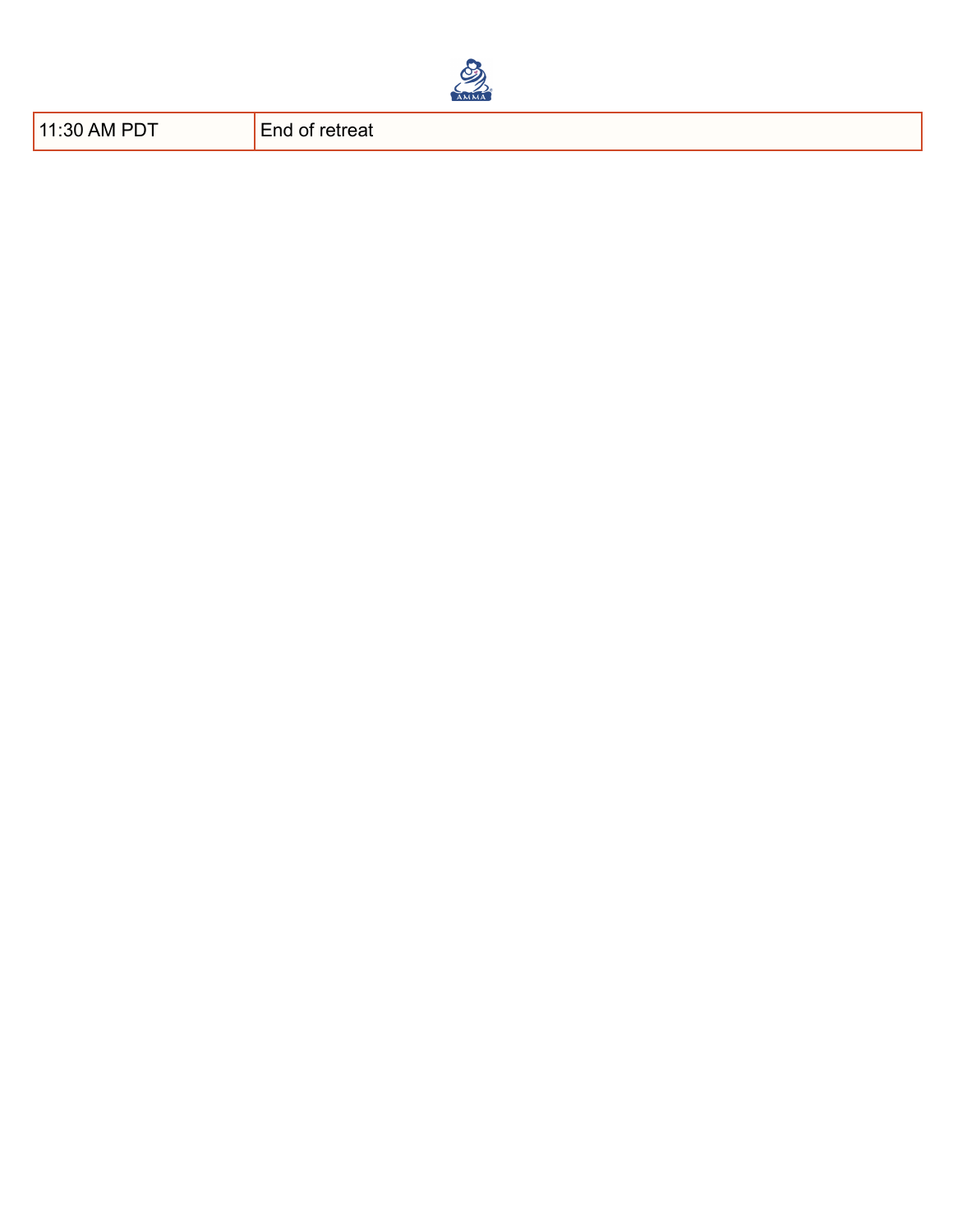| | |
|---|---|
| 11:30 AM PDT | End of retreat |